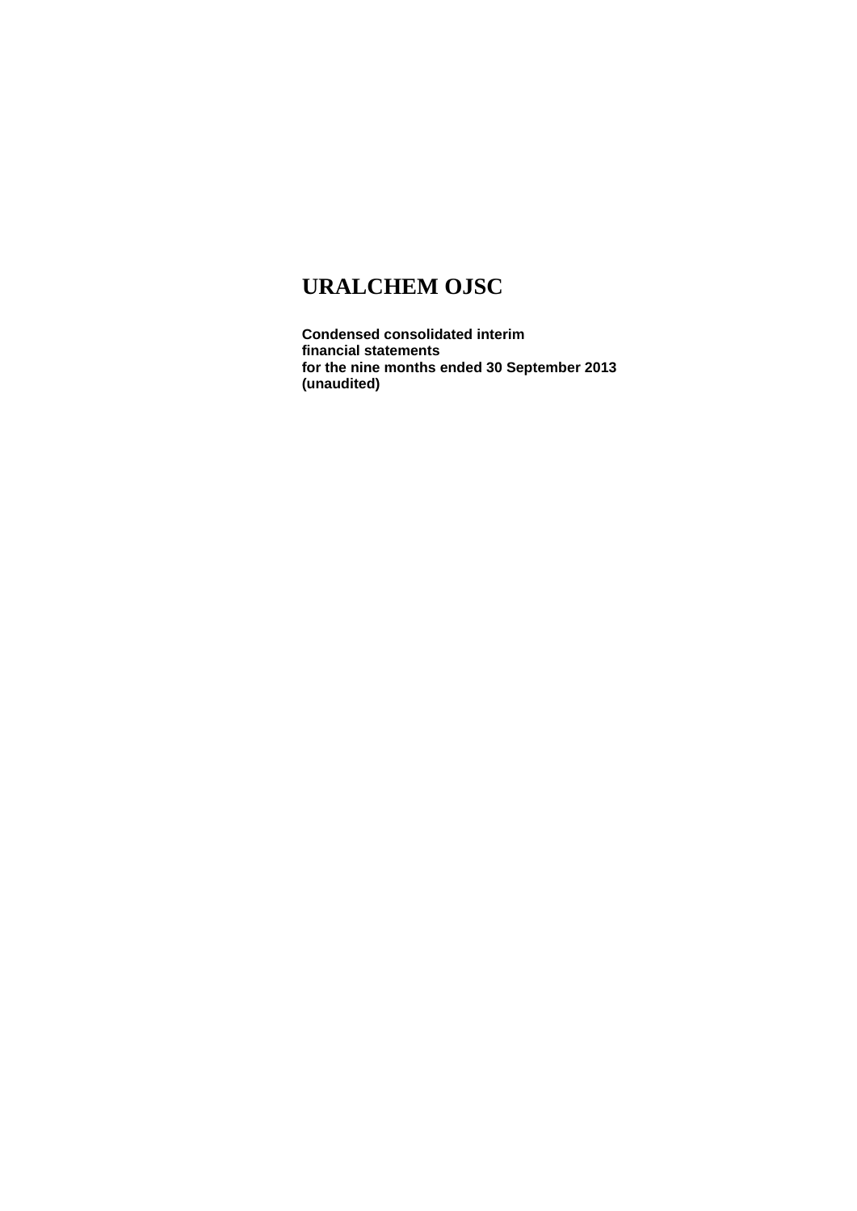# URALCHEM OJSC

**Condensed consolidated interim financial statements for the nine months ended 30 September 2013 (unaudited)**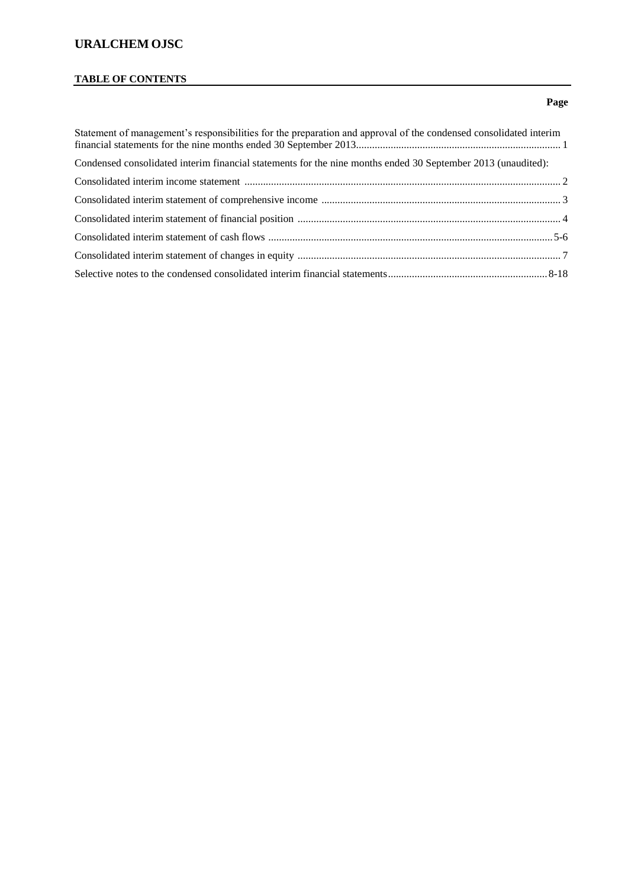# URALCHEM OJSC

## TABLE OF CONTENTS

| | Page |
|---|---|
| Statement of management's responsibilities for the preparation and approval of the condensed consolidated interim financial statements for the nine months ended 30 September 2013 | 1 |
| Condensed consolidated interim financial statements for the nine months ended 30 September 2013 (unaudited): | |
| Consolidated interim income statement | 2 |
| Consolidated interim statement of comprehensive income | 3 |
| Consolidated interim statement of financial position | 4 |
| Consolidated interim statement of cash flows | 5-6 |
| Consolidated interim statement of changes in equity | 7 |
| Selective notes to the condensed consolidated interim financial statements | 8-18 |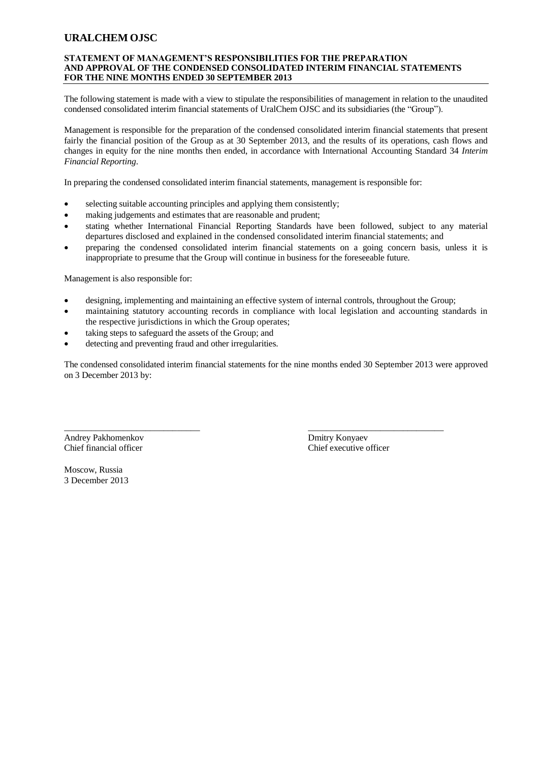# URALCHEM OJSC

## STATEMENT OF MANAGEMENT'S RESPONSIBILITIES FOR THE PREPARATION AND APPROVAL OF THE CONDENSED CONSOLIDATED INTERIM FINANCIAL STATEMENTS FOR THE NINE MONTHS ENDED 30 SEPTEMBER 2013

The following statement is made with a view to stipulate the responsibilities of management in relation to the unaudited condensed consolidated interim financial statements of UralChem OJSC and its subsidiaries (the "Group").

Management is responsible for the preparation of the condensed consolidated interim financial statements that present fairly the financial position of the Group as at 30 September 2013, and the results of its operations, cash flows and changes in equity for the nine months then ended, in accordance with International Accounting Standard 34 *Interim Financial Reporting*.

In preparing the condensed consolidated interim financial statements, management is responsible for:

- selecting suitable accounting principles and applying them consistently;
- making judgements and estimates that are reasonable and prudent;
- stating whether International Financial Reporting Standards have been followed, subject to any material departures disclosed and explained in the condensed consolidated interim financial statements; and
- preparing the condensed consolidated interim financial statements on a going concern basis, unless it is inappropriate to presume that the Group will continue in business for the foreseeable future.

Management is also responsible for:

- designing, implementing and maintaining an effective system of internal controls, throughout the Group;
- maintaining statutory accounting records in compliance with local legislation and accounting standards in the respective jurisdictions in which the Group operates;
- taking steps to safeguard the assets of the Group; and
- detecting and preventing fraud and other irregularities.

The condensed consolidated interim financial statements for the nine months ended 30 September 2013 were approved on 3 December 2013 by:

| | |
|---|---|
| \_\_\_\_\_\_\_\_\_\_\_\_\_\_\_\_\_\_\_\_\_\_\_\_\_\_\_\_\_\_ | \_\_\_\_\_\_\_\_\_\_\_\_\_\_\_\_\_\_\_\_\_\_\_\_\_\_\_\_\_\_ |
| Andrey Pakhomenkov | Dmitry Konyaev |
| Chief financial officer | Chief executive officer |

Moscow, Russia
3 December 2013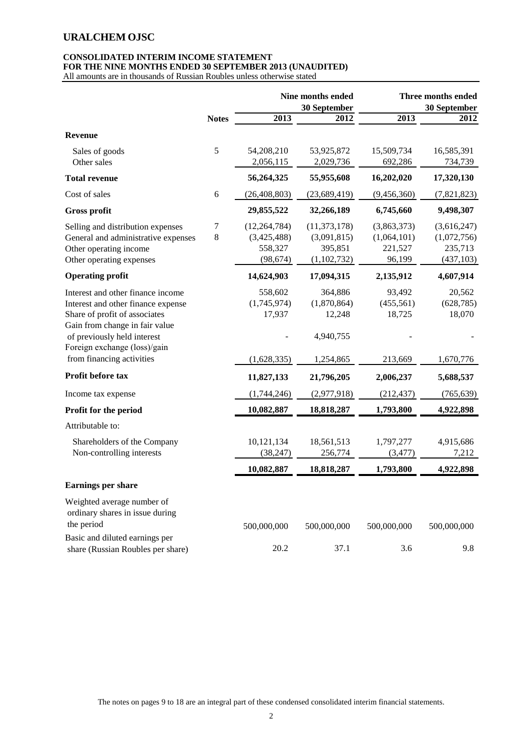# URALCHEM OJSC

## CONSOLIDATED INTERIM INCOME STATEMENT
## FOR THE NINE MONTHS ENDED 30 SEPTEMBER 2013 (UNAUDITED)

All amounts are in thousands of Russian Roubles unless otherwise stated

| | Notes | Nine months ended 30 September 2013 | Nine months ended 30 September 2012 | Three months ended 30 September 2013 | Three months ended 30 September 2012 |
|---|---|---|---|---|---|
| **Revenue** | | | | | |
| Sales of goods | 5 | 54,208,210 | 53,925,872 | 15,509,734 | 16,585,391 |
| Other sales | | 2,056,115 | 2,029,736 | 692,286 | 734,739 |
| **Total revenue** | | **56,264,325** | **55,955,608** | **16,202,020** | **17,320,130** |
| Cost of sales | 6 | (26,408,803) | (23,689,419) | (9,456,360) | (7,821,823) |
| **Gross profit** | | **29,855,522** | **32,266,189** | **6,745,660** | **9,498,307** |
| Selling and distribution expenses | 7 | (12,264,784) | (11,373,178) | (3,863,373) | (3,616,247) |
| General and administrative expenses | 8 | (3,425,488) | (3,091,815) | (1,064,101) | (1,072,756) |
| Other operating income | | 558,327 | 395,851 | 221,527 | 235,713 |
| Other operating expenses | | (98,674) | (1,102,732) | 96,199 | (437,103) |
| **Operating profit** | | **14,624,903** | **17,094,315** | **2,135,912** | **4,607,914** |
| Interest and other finance income | | 558,602 | 364,886 | 93,492 | 20,562 |
| Interest and other finance expense | | (1,745,974) | (1,870,864) | (455,561) | (628,785) |
| Share of profit of associates | | 17,937 | 12,248 | 18,725 | 18,070 |
| Gain from change in fair value of previously held interest | | - | 4,940,755 | - | - |
| Foreign exchange (loss)/gain from financing activities | | (1,628,335) | 1,254,865 | 213,669 | 1,670,776 |
| **Profit before tax** | | **11,827,133** | **21,796,205** | **2,006,237** | **5,688,537** |
| Income tax expense | | (1,744,246) | (2,977,918) | (212,437) | (765,639) |
| **Profit for the period** | | **10,082,887** | **18,818,287** | **1,793,800** | **4,922,898** |
| Attributable to: | | | | | |
| Shareholders of the Company | | 10,121,134 | 18,561,513 | 1,797,277 | 4,915,686 |
| Non-controlling interests | | (38,247) | 256,774 | (3,477) | 7,212 |
| | | **10,082,887** | **18,818,287** | **1,793,800** | **4,922,898** |
| **Earnings per share** | | | | | |
| Weighted average number of ordinary shares in issue during the period | | 500,000,000 | 500,000,000 | 500,000,000 | 500,000,000 |
| Basic and diluted earnings per share (Russian Roubles per share) | | 20.2 | 37.1 | 3.6 | 9.8 |

The notes on pages 9 to 18 are an integral part of these condensed consolidated interim financial statements.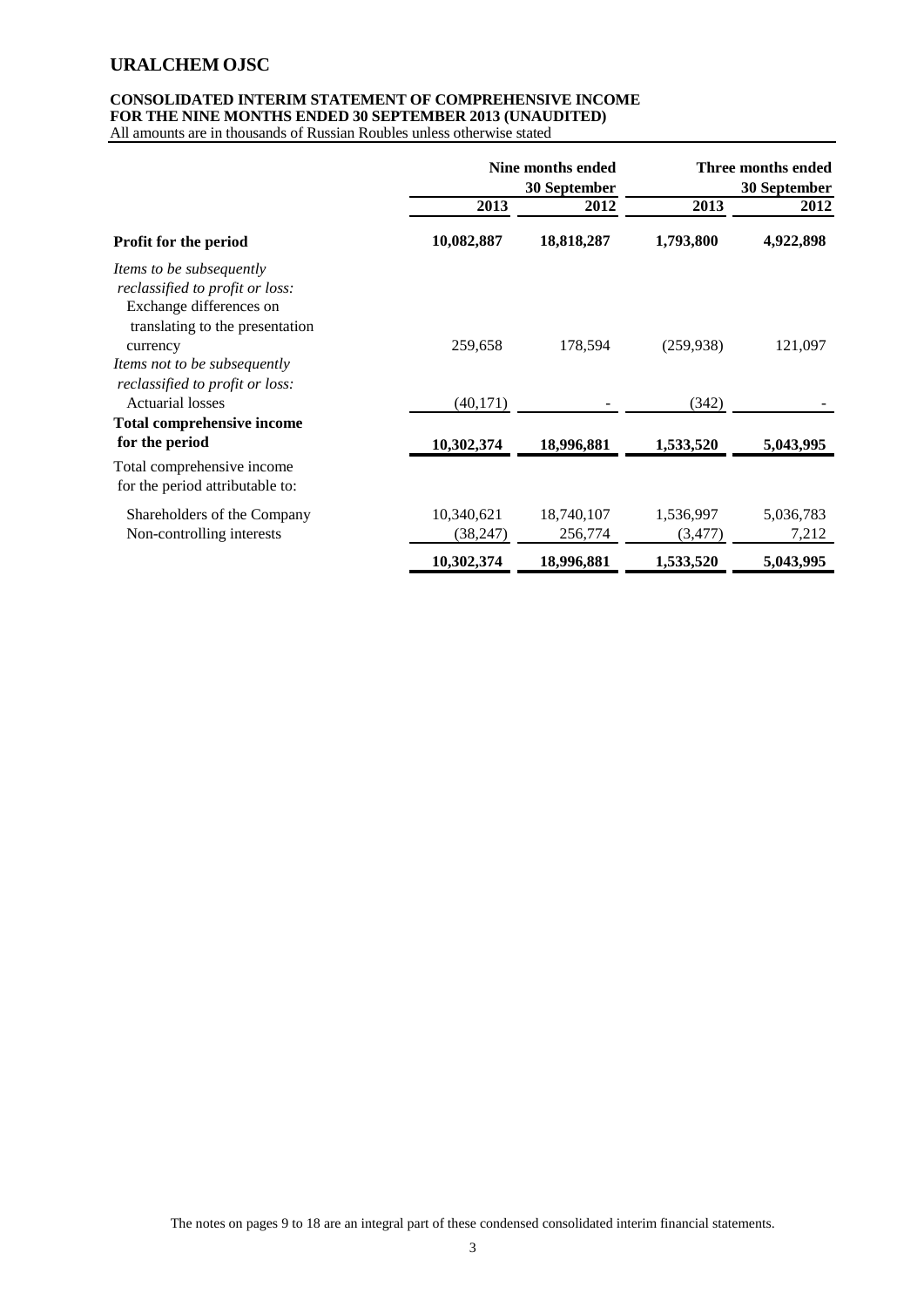# URALCHEM OJSC

**CONSOLIDATED INTERIM STATEMENT OF COMPREHENSIVE INCOME**
**FOR THE NINE MONTHS ENDED 30 SEPTEMBER 2013 (UNAUDITED)**
All amounts are in thousands of Russian Roubles unless otherwise stated

| | Nine months ended 30 September | | Three months ended 30 September | |
|---|---|---|---|---|
| | **2013** | **2012** | **2013** | **2012** |
| **Profit for the period** | **10,082,887** | **18,818,287** | **1,793,800** | **4,922,898** |
| *Items to be subsequently reclassified to profit or loss:* | | | | |
| Exchange differences on translating to the presentation currency | 259,658 | 178,594 | (259,938) | 121,097 |
| *Items not to be subsequently reclassified to profit or loss:* | | | | |
| Actuarial losses | (40,171) | - | (342) | - |
| **Total comprehensive income for the period** | **10,302,374** | **18,996,881** | **1,533,520** | **5,043,995** |
| Total comprehensive income for the period attributable to: | | | | |
| Shareholders of the Company | 10,340,621 | 18,740,107 | 1,536,997 | 5,036,783 |
| Non-controlling interests | (38,247) | 256,774 | (3,477) | 7,212 |
| | **10,302,374** | **18,996,881** | **1,533,520** | **5,043,995** |

The notes on pages 9 to 18 are an integral part of these condensed consolidated interim financial statements.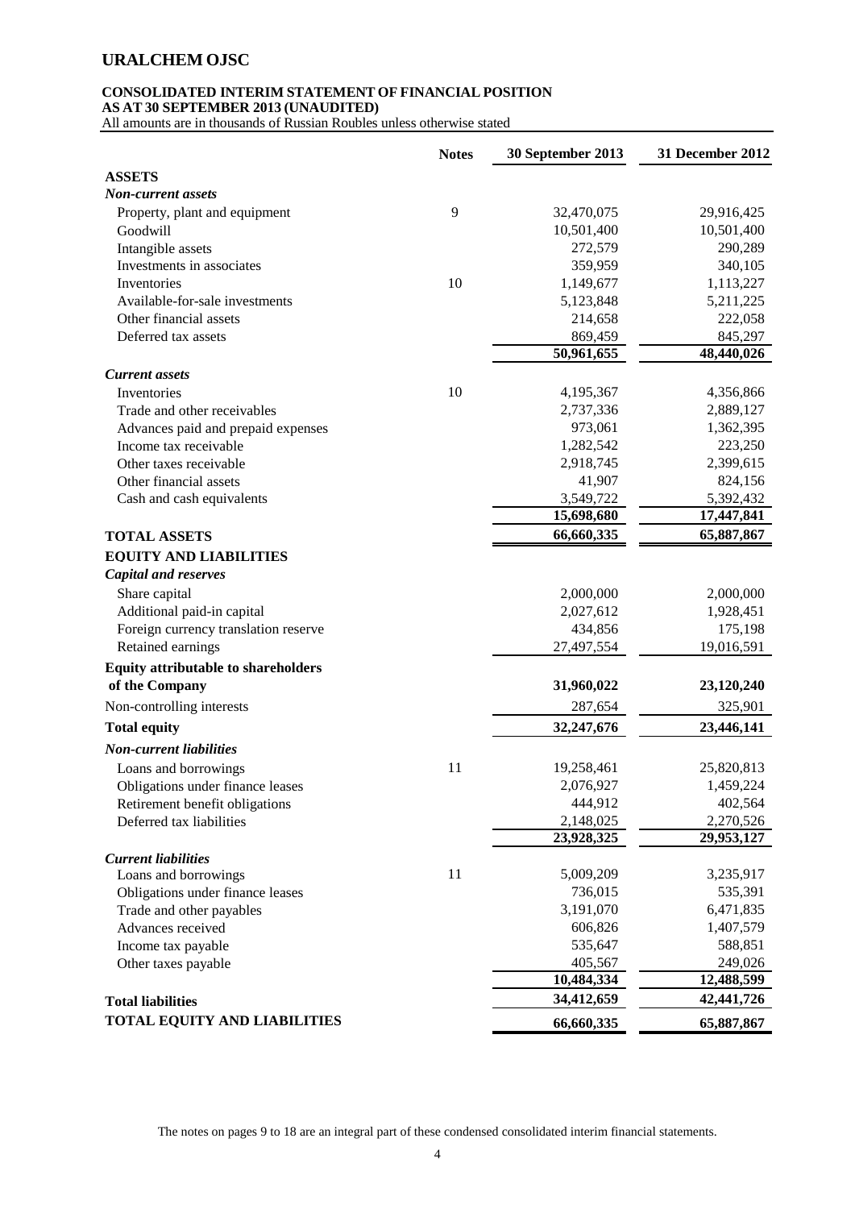# URALCHEM OJSC

**CONSOLIDATED INTERIM STATEMENT OF FINANCIAL POSITION**
**AS AT 30 SEPTEMBER 2013 (UNAUDITED)**
All amounts are in thousands of Russian Roubles unless otherwise stated

| | Notes | 30 September 2013 | 31 December 2012 |
|---|---|---|---|
| **ASSETS** | | | |
| ***Non-current assets*** | | | |
| Property, plant and equipment | 9 | 32,470,075 | 29,916,425 |
| Goodwill | | 10,501,400 | 10,501,400 |
| Intangible assets | | 272,579 | 290,289 |
| Investments in associates | | 359,959 | 340,105 |
| Inventories | 10 | 1,149,677 | 1,113,227 |
| Available-for-sale investments | | 5,123,848 | 5,211,225 |
| Other financial assets | | 214,658 | 222,058 |
| Deferred tax assets | | 869,459 | 845,297 |
| | | **50,961,655** | **48,440,026** |
| ***Current assets*** | | | |
| Inventories | 10 | 4,195,367 | 4,356,866 |
| Trade and other receivables | | 2,737,336 | 2,889,127 |
| Advances paid and prepaid expenses | | 973,061 | 1,362,395 |
| Income tax receivable | | 1,282,542 | 223,250 |
| Other taxes receivable | | 2,918,745 | 2,399,615 |
| Other financial assets | | 41,907 | 824,156 |
| Cash and cash equivalents | | 3,549,722 | 5,392,432 |
| | | **15,698,680** | **17,447,841** |
| **TOTAL ASSETS** | | **66,660,335** | **65,887,867** |
| **EQUITY AND LIABILITIES** | | | |
| ***Capital and reserves*** | | | |
| Share capital | | 2,000,000 | 2,000,000 |
| Additional paid-in capital | | 2,027,612 | 1,928,451 |
| Foreign currency translation reserve | | 434,856 | 175,198 |
| Retained earnings | | 27,497,554 | 19,016,591 |
| **Equity attributable to shareholders of the Company** | | **31,960,022** | **23,120,240** |
| Non-controlling interests | | 287,654 | 325,901 |
| **Total equity** | | **32,247,676** | **23,446,141** |
| ***Non-current liabilities*** | | | |
| Loans and borrowings | 11 | 19,258,461 | 25,820,813 |
| Obligations under finance leases | | 2,076,927 | 1,459,224 |
| Retirement benefit obligations | | 444,912 | 402,564 |
| Deferred tax liabilities | | 2,148,025 | 2,270,526 |
| | | **23,928,325** | **29,953,127** |
| ***Current liabilities*** | | | |
| Loans and borrowings | 11 | 5,009,209 | 3,235,917 |
| Obligations under finance leases | | 736,015 | 535,391 |
| Trade and other payables | | 3,191,070 | 6,471,835 |
| Advances received | | 606,826 | 1,407,579 |
| Income tax payable | | 535,647 | 588,851 |
| Other taxes payable | | 405,567 | 249,026 |
| | | **10,484,334** | **12,488,599** |
| **Total liabilities** | | **34,412,659** | **42,441,726** |
| **TOTAL EQUITY AND LIABILITIES** | | **66,660,335** | **65,887,867** |

The notes on pages 9 to 18 are an integral part of these condensed consolidated interim financial statements.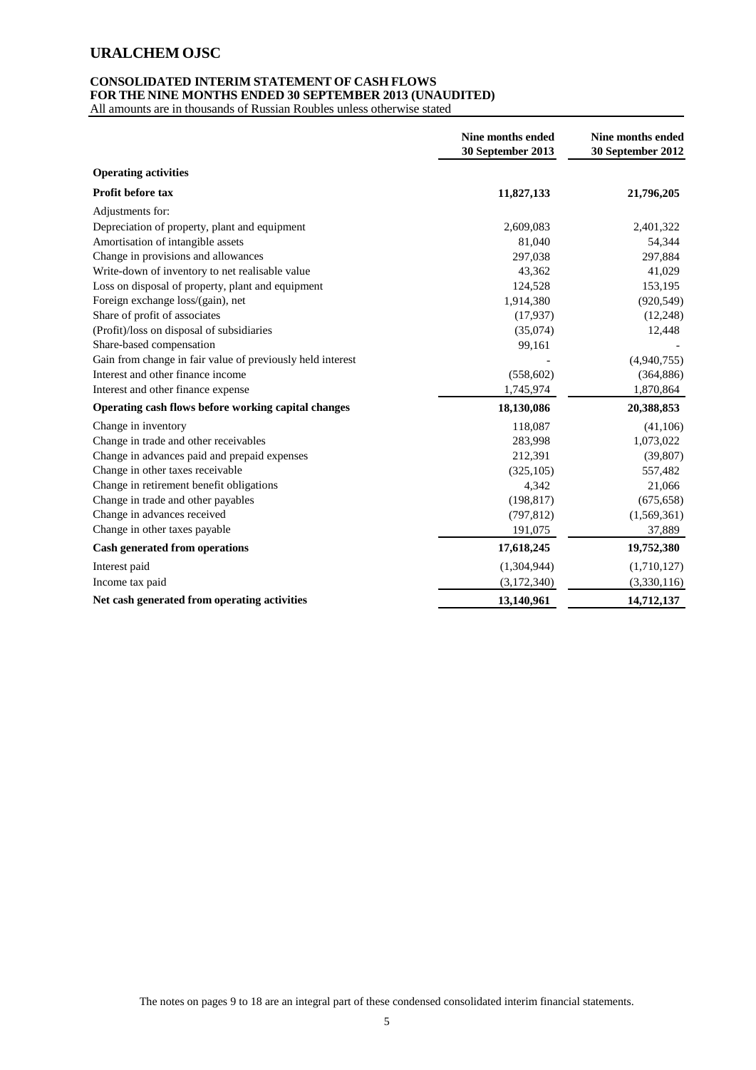# URALCHEM OJSC

**CONSOLIDATED INTERIM STATEMENT OF CASH FLOWS**
**FOR THE NINE MONTHS ENDED 30 SEPTEMBER 2013 (UNAUDITED)**
All amounts are in thousands of Russian Roubles unless otherwise stated

| | Nine months ended 30 September 2013 | Nine months ended 30 September 2012 |
|---|---|---|
| **Operating activities** | | |
| **Profit before tax** | **11,827,133** | **21,796,205** |
| Adjustments for: | | |
| Depreciation of property, plant and equipment | 2,609,083 | 2,401,322 |
| Amortisation of intangible assets | 81,040 | 54,344 |
| Change in provisions and allowances | 297,038 | 297,884 |
| Write-down of inventory to net realisable value | 43,362 | 41,029 |
| Loss on disposal of property, plant and equipment | 124,528 | 153,195 |
| Foreign exchange loss/(gain), net | 1,914,380 | (920,549) |
| Share of profit of associates | (17,937) | (12,248) |
| (Profit)/loss on disposal of subsidiaries | (35,074) | 12,448 |
| Share-based compensation | 99,161 | - |
| Gain from change in fair value of previously held interest | - | (4,940,755) |
| Interest and other finance income | (558,602) | (364,886) |
| Interest and other finance expense | 1,745,974 | 1,870,864 |
| **Operating cash flows before working capital changes** | **18,130,086** | **20,388,853** |
| Change in inventory | 118,087 | (41,106) |
| Change in trade and other receivables | 283,998 | 1,073,022 |
| Change in advances paid and prepaid expenses | 212,391 | (39,807) |
| Change in other taxes receivable | (325,105) | 557,482 |
| Change in retirement benefit obligations | 4,342 | 21,066 |
| Change in trade and other payables | (198,817) | (675,658) |
| Change in advances received | (797,812) | (1,569,361) |
| Change in other taxes payable | 191,075 | 37,889 |
| **Cash generated from operations** | **17,618,245** | **19,752,380** |
| Interest paid | (1,304,944) | (1,710,127) |
| Income tax paid | (3,172,340) | (3,330,116) |
| **Net cash generated from operating activities** | **13,140,961** | **14,712,137** |

The notes on pages 9 to 18 are an integral part of these condensed consolidated interim financial statements.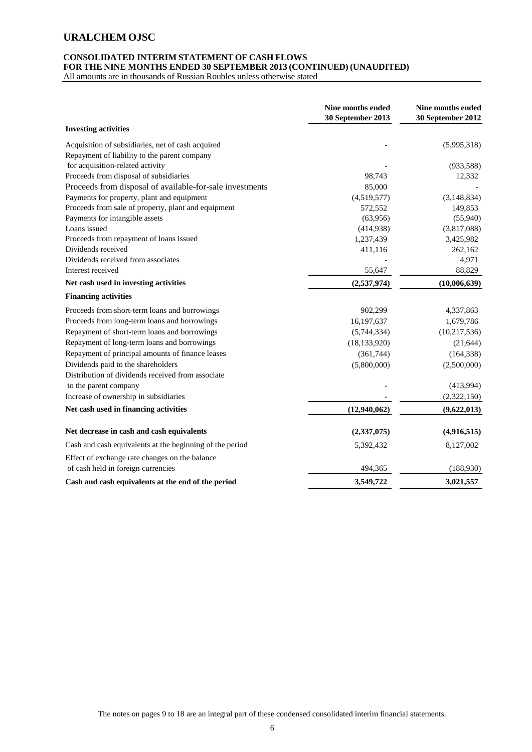# URALCHEM OJSC

**CONSOLIDATED INTERIM STATEMENT OF CASH FLOWS**
**FOR THE NINE MONTHS ENDED 30 SEPTEMBER 2013 (CONTINUED) (UNAUDITED)**
All amounts are in thousands of Russian Roubles unless otherwise stated

| | Nine months ended 30 September 2013 | Nine months ended 30 September 2012 |
|---|---|---|
| **Investing activities** | | |
| Acquisition of subsidiaries, net of cash acquired | - | (5,995,318) |
| Repayment of liability to the parent company for acquisition-related activity | - | (933,588) |
| Proceeds from disposal of subsidiaries | 98,743 | 12,332 |
| Proceeds from disposal of available-for-sale investments | 85,000 | - |
| Payments for property, plant and equipment | (4,519,577) | (3,148,834) |
| Proceeds from sale of property, plant and equipment | 572,552 | 149,853 |
| Payments for intangible assets | (63,956) | (55,940) |
| Loans issued | (414,938) | (3,817,088) |
| Proceeds from repayment of loans issued | 1,237,439 | 3,425,982 |
| Dividends received | 411,116 | 262,162 |
| Dividends received from associates | - | 4,971 |
| Interest received | 55,647 | 88,829 |
| **Net cash used in investing activities** | **(2,537,974)** | **(10,006,639)** |
| **Financing activities** | | |
| Proceeds from short-term loans and borrowings | 902,299 | 4,337,863 |
| Proceeds from long-term loans and borrowings | 16,197,637 | 1,679,786 |
| Repayment of short-term loans and borrowings | (5,744,334) | (10,217,536) |
| Repayment of long-term loans and borrowings | (18,133,920) | (21,644) |
| Repayment of principal amounts of finance leases | (361,744) | (164,338) |
| Dividends paid to the shareholders | (5,800,000) | (2,500,000) |
| Distribution of dividends received from associate to the parent company | - | (413,994) |
| Increase of ownership in subsidiaries | - | (2,322,150) |
| **Net cash used in financing activities** | **(12,940,062)** | **(9,622,013)** |
| **Net decrease in cash and cash equivalents** | **(2,337,075)** | **(4,916,515)** |
| Cash and cash equivalents at the beginning of the period | 5,392,432 | 8,127,002 |
| Effect of exchange rate changes on the balance of cash held in foreign currencies | 494,365 | (188,930) |
| **Cash and cash equivalents at the end of the period** | **3,549,722** | **3,021,557** |

The notes on pages 9 to 18 are an integral part of these condensed consolidated interim financial statements.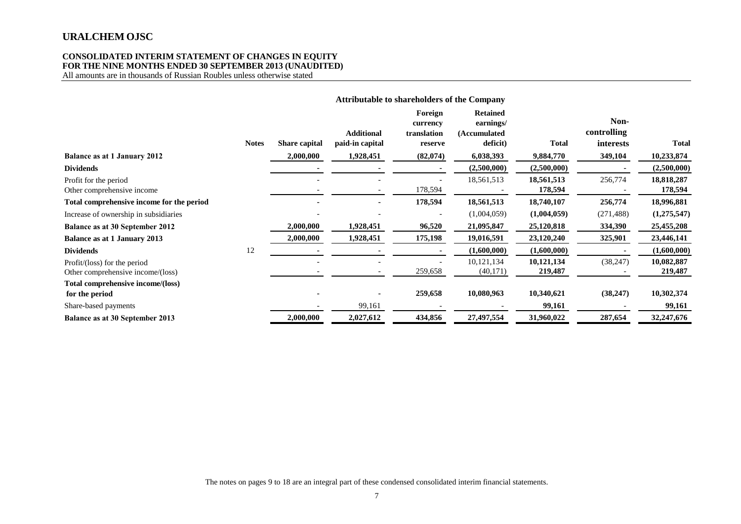## URALCHEM OJSC

**CONSOLIDATED INTERIM STATEMENT OF CHANGES IN EQUITY**
**FOR THE NINE MONTHS ENDED 30 SEPTEMBER 2013 (UNAUDITED)**
All amounts are in thousands of Russian Roubles unless otherwise stated

| | | Attributable to shareholders of the Company | | | | | | |
|---|---|---|---|---|---|---|---|---|
| | **Notes** | **Share capital** | **Additional paid-in capital** | **Foreign currency translation reserve** | **Retained earnings/ (Accumulated deficit)** | **Total** | **Non-controlling interests** | **Total** |
| **Balance as at 1 January 2012** | | **2,000,000** | **1,928,451** | **(82,074)** | **6,038,393** | **9,884,770** | **349,104** | **10,233,874** |
| **Dividends** | | **-** | **-** | **-** | **(2,500,000)** | **(2,500,000)** | **-** | **(2,500,000)** |
| Profit for the period | | - | - | - | 18,561,513 | **18,561,513** | 256,774 | **18,818,287** |
| Other comprehensive income | | - | - | 178,594 | - | **178,594** | - | **178,594** |
| **Total comprehensive income for the period** | | **-** | **-** | **178,594** | **18,561,513** | **18,740,107** | **256,774** | **18,996,881** |
| Increase of ownership in subsidiaries | | - | - | - | (1,004,059) | **(1,004,059)** | (271,488) | **(1,275,547)** |
| **Balance as at 30 September 2012** | | **2,000,000** | **1,928,451** | **96,520** | **21,095,847** | **25,120,818** | **334,390** | **25,455,208** |
| **Balance as at 1 January 2013** | | **2,000,000** | **1,928,451** | **175,198** | **19,016,591** | **23,120,240** | **325,901** | **23,446,141** |
| **Dividends** | 12 | **-** | **-** | **-** | **(1,600,000)** | **(1,600,000)** | **-** | **(1,600,000)** |
| Profit/(loss) for the period | | - | - | - | 10,121,134 | **10,121,134** | (38,247) | **10,082,887** |
| Other comprehensive income/(loss) | | - | - | 259,658 | (40,171) | **219,487** | - | **219,487** |
| **Total comprehensive income/(loss) for the period** | | **-** | **-** | **259,658** | **10,080,963** | **10,340,621** | **(38,247)** | **10,302,374** |
| Share-based payments | | - | 99,161 | - | - | **99,161** | - | **99,161** |
| **Balance as at 30 September 2013** | | **2,000,000** | **2,027,612** | **434,856** | **27,497,554** | **31,960,022** | **287,654** | **32,247,676** |

The notes on pages 9 to 18 are an integral part of these condensed consolidated interim financial statements.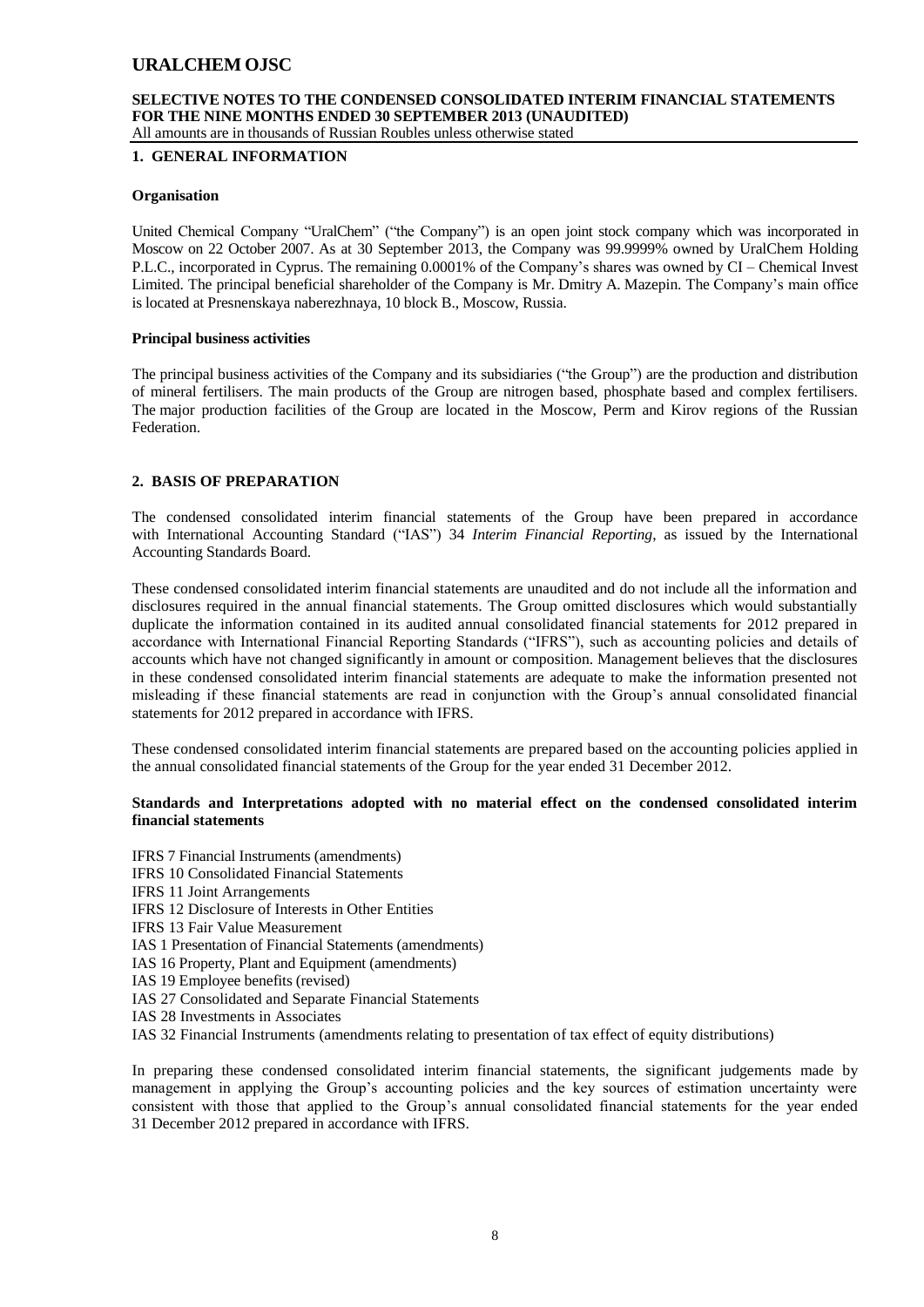## 1. GENERAL INFORMATION

### Organisation

United Chemical Company "UralChem" ("the Company") is an open joint stock company which was incorporated in Moscow on 22 October 2007. As at 30 September 2013, the Company was 99.9999% owned by UralChem Holding P.L.C., incorporated in Cyprus. The remaining 0.0001% of the Company's shares was owned by CI – Chemical Invest Limited. The principal beneficial shareholder of the Company is Mr. Dmitry A. Mazepin. The Company's main office is located at Presnenskaya naberezhnaya, 10 block B., Moscow, Russia.

### Principal business activities

The principal business activities of the Company and its subsidiaries ("the Group") are the production and distribution of mineral fertilisers. The main products of the Group are nitrogen based, phosphate based and complex fertilisers. The major production facilities of the Group are located in the Moscow, Perm and Kirov regions of the Russian Federation.

## 2. BASIS OF PREPARATION

The condensed consolidated interim financial statements of the Group have been prepared in accordance with International Accounting Standard ("IAS") 34 *Interim Financial Reporting*, as issued by the International Accounting Standards Board.

These condensed consolidated interim financial statements are unaudited and do not include all the information and disclosures required in the annual financial statements. The Group omitted disclosures which would substantially duplicate the information contained in its audited annual consolidated financial statements for 2012 prepared in accordance with International Financial Reporting Standards ("IFRS"), such as accounting policies and details of accounts which have not changed significantly in amount or composition. Management believes that the disclosures in these condensed consolidated interim financial statements are adequate to make the information presented not misleading if these financial statements are read in conjunction with the Group's annual consolidated financial statements for 2012 prepared in accordance with IFRS.

These condensed consolidated interim financial statements are prepared based on the accounting policies applied in the annual consolidated financial statements of the Group for the year ended 31 December 2012.

### Standards and Interpretations adopted with no material effect on the condensed consolidated interim financial statements

IFRS 7 Financial Instruments (amendments)
IFRS 10 Consolidated Financial Statements
IFRS 11 Joint Arrangements
IFRS 12 Disclosure of Interests in Other Entities
IFRS 13 Fair Value Measurement
IAS 1 Presentation of Financial Statements (amendments)
IAS 16 Property, Plant and Equipment (amendments)
IAS 19 Employee benefits (revised)
IAS 27 Consolidated and Separate Financial Statements
IAS 28 Investments in Associates
IAS 32 Financial Instruments (amendments relating to presentation of tax effect of equity distributions)

In preparing these condensed consolidated interim financial statements, the significant judgements made by management in applying the Group's accounting policies and the key sources of estimation uncertainty were consistent with those that applied to the Group's annual consolidated financial statements for the year ended 31 December 2012 prepared in accordance with IFRS.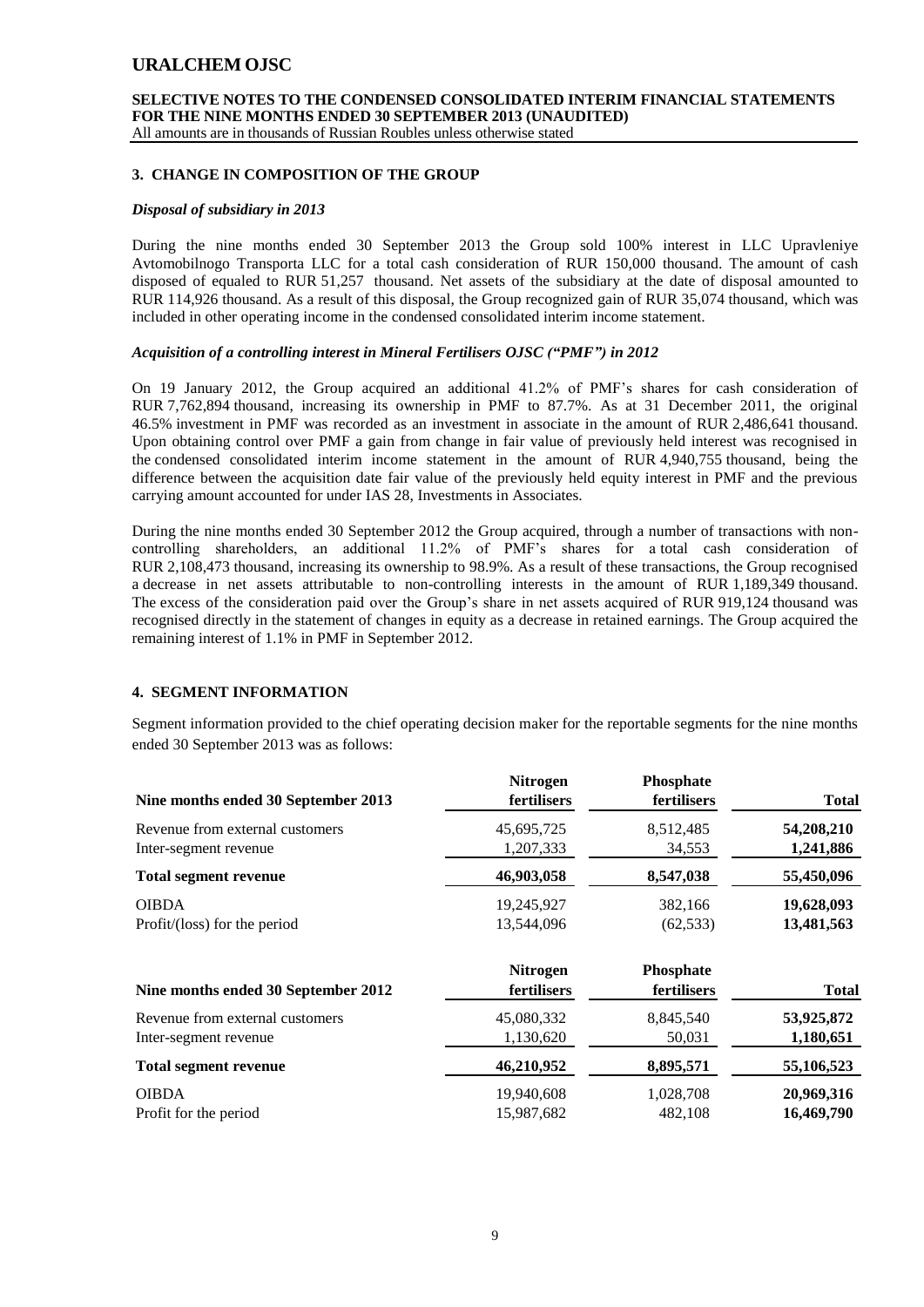## 3. CHANGE IN COMPOSITION OF THE GROUP

### *Disposal of subsidiary in 2013*

During the nine months ended 30 September 2013 the Group sold 100% interest in LLC Upravleniye Avtomobilnogo Transporta LLC for a total cash consideration of RUR 150,000 thousand. The amount of cash disposed of equaled to RUR 51,257 thousand. Net assets of the subsidiary at the date of disposal amounted to RUR 114,926 thousand. As a result of this disposal, the Group recognized gain of RUR 35,074 thousand, which was included in other operating income in the condensed consolidated interim income statement.

### *Acquisition of a controlling interest in Mineral Fertilisers OJSC ("PMF") in 2012*

On 19 January 2012, the Group acquired an additional 41.2% of PMF's shares for cash consideration of RUR 7,762,894 thousand, increasing its ownership in PMF to 87.7%. As at 31 December 2011, the original 46.5% investment in PMF was recorded as an investment in associate in the amount of RUR 2,486,641 thousand. Upon obtaining control over PMF a gain from change in fair value of previously held interest was recognised in the condensed consolidated interim income statement in the amount of RUR 4,940,755 thousand, being the difference between the acquisition date fair value of the previously held equity interest in PMF and the previous carrying amount accounted for under IAS 28, Investments in Associates.

During the nine months ended 30 September 2012 the Group acquired, through a number of transactions with non-controlling shareholders, an additional 11.2% of PMF's shares for a total cash consideration of RUR 2,108,473 thousand, increasing its ownership to 98.9%. As a result of these transactions, the Group recognised a decrease in net assets attributable to non-controlling interests in the amount of RUR 1,189,349 thousand. The excess of the consideration paid over the Group's share in net assets acquired of RUR 919,124 thousand was recognised directly in the statement of changes in equity as a decrease in retained earnings. The Group acquired the remaining interest of 1.1% in PMF in September 2012.

## 4. SEGMENT INFORMATION

Segment information provided to the chief operating decision maker for the reportable segments for the nine months ended 30 September 2013 was as follows:

| Nine months ended 30 September 2013 | Nitrogen fertilisers | Phosphate fertilisers | Total |
|---|---|---|---|
| Revenue from external customers | 45,695,725 | 8,512,485 | **54,208,210** |
| Inter-segment revenue | 1,207,333 | 34,553 | **1,241,886** |
| **Total segment revenue** | **46,903,058** | **8,547,038** | **55,450,096** |
| OIBDA | 19,245,927 | 382,166 | **19,628,093** |
| Profit/(loss) for the period | 13,544,096 | (62,533) | **13,481,563** |

| Nine months ended 30 September 2012 | Nitrogen fertilisers | Phosphate fertilisers | Total |
|---|---|---|---|
| Revenue from external customers | 45,080,332 | 8,845,540 | **53,925,872** |
| Inter-segment revenue | 1,130,620 | 50,031 | **1,180,651** |
| **Total segment revenue** | **46,210,952** | **8,895,571** | **55,106,523** |
| OIBDA | 19,940,608 | 1,028,708 | **20,969,316** |
| Profit for the period | 15,987,682 | 482,108 | **16,469,790** |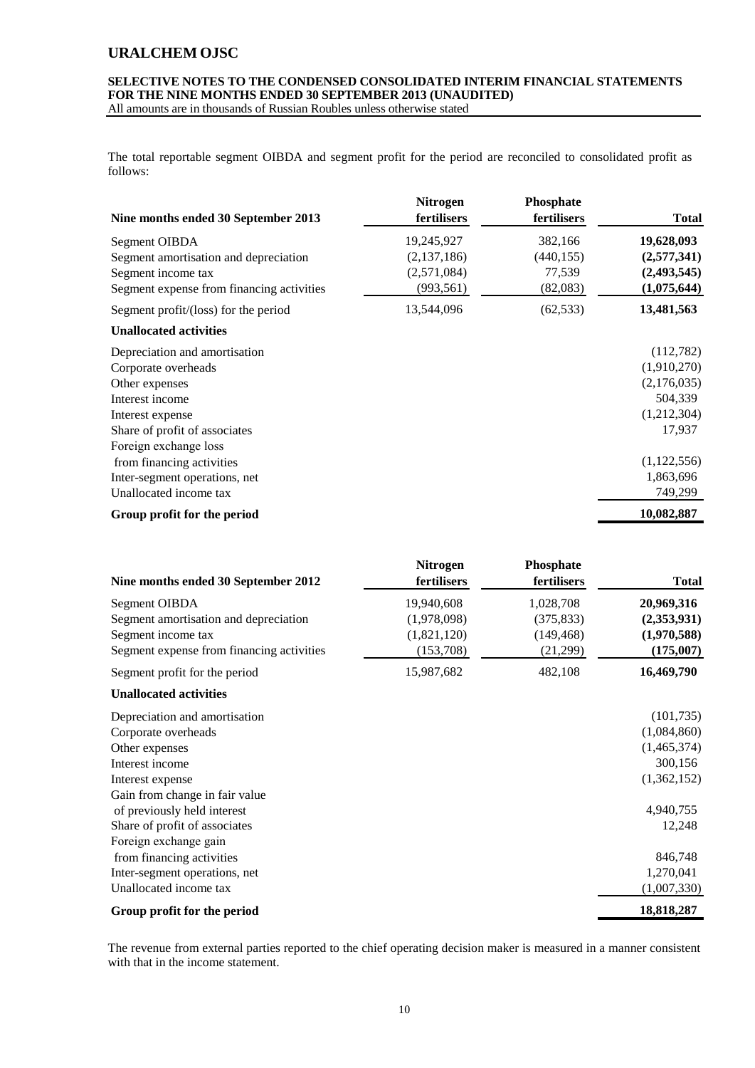The total reportable segment OIBDA and segment profit for the period are reconciled to consolidated profit as follows:

| Nine months ended 30 September 2013 | Nitrogen fertilisers | Phosphate fertilisers | Total |
|---|---|---|---|
| Segment OIBDA | 19,245,927 | 382,166 | **19,628,093** |
| Segment amortisation and depreciation | (2,137,186) | (440,155) | **(2,577,341)** |
| Segment income tax | (2,571,084) | 77,539 | **(2,493,545)** |
| Segment expense from financing activities | (993,561) | (82,083) | **(1,075,644)** |
| Segment profit/(loss) for the period | 13,544,096 | (62,533) | **13,481,563** |
| **Unallocated activities** | | | |
| Depreciation and amortisation | | | (112,782) |
| Corporate overheads | | | (1,910,270) |
| Other expenses | | | (2,176,035) |
| Interest income | | | 504,339 |
| Interest expense | | | (1,212,304) |
| Share of profit of associates | | | 17,937 |
| Foreign exchange loss from financing activities | | | (1,122,556) |
| Inter-segment operations, net | | | 1,863,696 |
| Unallocated income tax | | | 749,299 |
| **Group profit for the period** | | | **10,082,887** |

| Nine months ended 30 September 2012 | Nitrogen fertilisers | Phosphate fertilisers | Total |
|---|---|---|---|
| Segment OIBDA | 19,940,608 | 1,028,708 | **20,969,316** |
| Segment amortisation and depreciation | (1,978,098) | (375,833) | **(2,353,931)** |
| Segment income tax | (1,821,120) | (149,468) | **(1,970,588)** |
| Segment expense from financing activities | (153,708) | (21,299) | **(175,007)** |
| Segment profit for the period | 15,987,682 | 482,108 | **16,469,790** |
| **Unallocated activities** | | | |
| Depreciation and amortisation | | | (101,735) |
| Corporate overheads | | | (1,084,860) |
| Other expenses | | | (1,465,374) |
| Interest income | | | 300,156 |
| Interest expense | | | (1,362,152) |
| Gain from change in fair value of previously held interest | | | 4,940,755 |
| Share of profit of associates | | | 12,248 |
| Foreign exchange gain from financing activities | | | 846,748 |
| Inter-segment operations, net | | | 1,270,041 |
| Unallocated income tax | | | (1,007,330) |
| **Group profit for the period** | | | **18,818,287** |

The revenue from external parties reported to the chief operating decision maker is measured in a manner consistent with that in the income statement.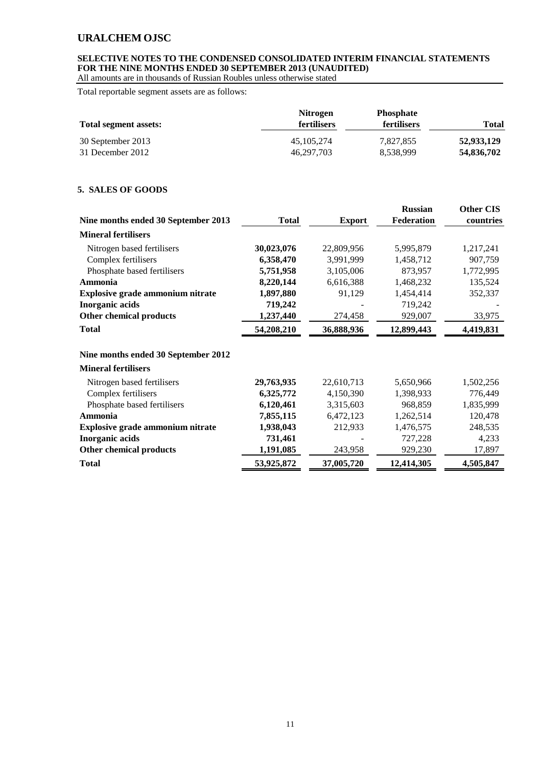Total reportable segment assets are as follows:

| Total segment assets: | Nitrogen fertilisers | Phosphate fertilisers | Total |
|---|---|---|---|
| 30 September 2013 | 45,105,274 | 7,827,855 | **52,933,129** |
| 31 December 2012 | 46,297,703 | 8,538,999 | **54,836,702** |

## 5. SALES OF GOODS

| Nine months ended 30 September 2013 | Total | Export | Russian Federation | Other CIS countries |
|---|---|---|---|---|
| **Mineral fertilisers** | | | | |
| Nitrogen based fertilisers | **30,023,076** | 22,809,956 | 5,995,879 | 1,217,241 |
| Complex fertilisers | **6,358,470** | 3,991,999 | 1,458,712 | 907,759 |
| Phosphate based fertilisers | **5,751,958** | 3,105,006 | 873,957 | 1,772,995 |
| **Ammonia** | **8,220,144** | 6,616,388 | 1,468,232 | 135,524 |
| **Explosive grade ammonium nitrate** | **1,897,880** | 91,129 | 1,454,414 | 352,337 |
| **Inorganic acids** | **719,242** | - | 719,242 | - |
| **Other chemical products** | **1,237,440** | 274,458 | 929,007 | 33,975 |
| **Total** | **54,208,210** | **36,888,936** | **12,899,443** | **4,419,831** |
| **Nine months ended 30 September 2012** | | | | |
| **Mineral fertilisers** | | | | |
| Nitrogen based fertilisers | **29,763,935** | 22,610,713 | 5,650,966 | 1,502,256 |
| Complex fertilisers | **6,325,772** | 4,150,390 | 1,398,933 | 776,449 |
| Phosphate based fertilisers | **6,120,461** | 3,315,603 | 968,859 | 1,835,999 |
| **Ammonia** | **7,855,115** | 6,472,123 | 1,262,514 | 120,478 |
| **Explosive grade ammonium nitrate** | **1,938,043** | 212,933 | 1,476,575 | 248,535 |
| **Inorganic acids** | **731,461** | - | 727,228 | 4,233 |
| **Other chemical products** | **1,191,085** | 243,958 | 929,230 | 17,897 |
| **Total** | **53,925,872** | **37,005,720** | **12,414,305** | **4,505,847** |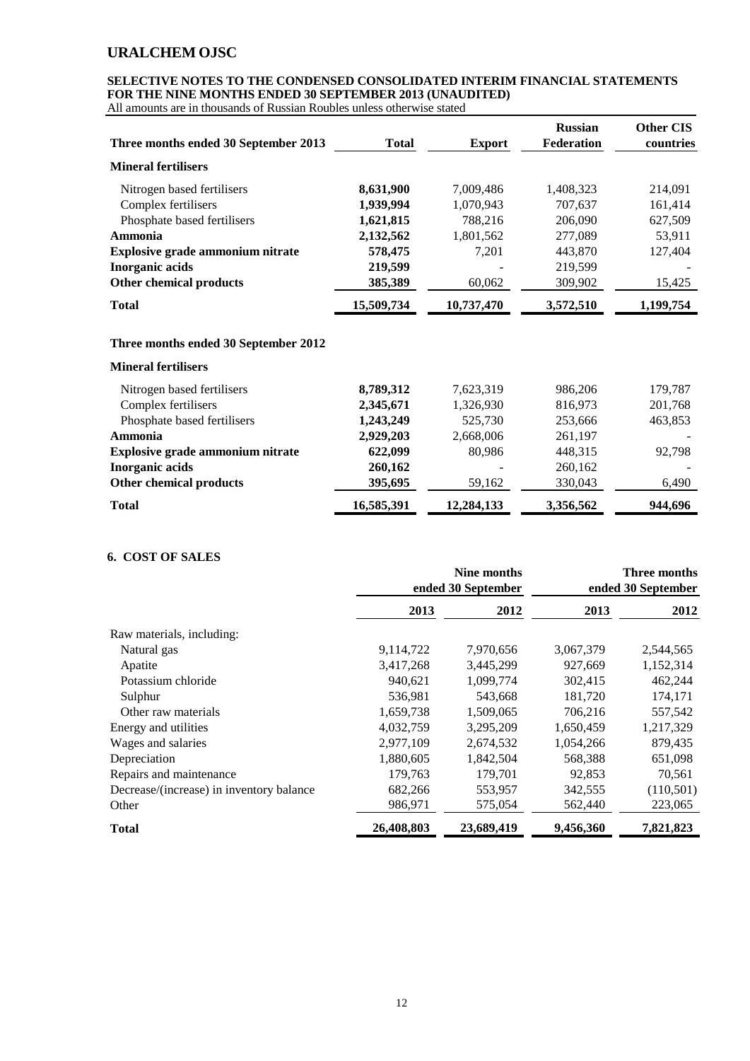| Three months ended 30 September 2013 | Total | Export | Russian Federation | Other CIS countries |
|---|---|---|---|---|
| **Mineral fertilisers** | | | | |
| Nitrogen based fertilisers | **8,631,900** | 7,009,486 | 1,408,323 | 214,091 |
| Complex fertilisers | **1,939,994** | 1,070,943 | 707,637 | 161,414 |
| Phosphate based fertilisers | **1,621,815** | 788,216 | 206,090 | 627,509 |
| **Ammonia** | **2,132,562** | 1,801,562 | 277,089 | 53,911 |
| **Explosive grade ammonium nitrate** | **578,475** | 7,201 | 443,870 | 127,404 |
| **Inorganic acids** | **219,599** | - | 219,599 | - |
| **Other chemical products** | **385,389** | 60,062 | 309,902 | 15,425 |
| **Total** | **15,509,734** | **10,737,470** | **3,572,510** | **1,199,754** |

| Three months ended 30 September 2012 | Total | Export | Russian Federation | Other CIS countries |
|---|---|---|---|---|
| **Mineral fertilisers** | | | | |
| Nitrogen based fertilisers | **8,789,312** | 7,623,319 | 986,206 | 179,787 |
| Complex fertilisers | **2,345,671** | 1,326,930 | 816,973 | 201,768 |
| Phosphate based fertilisers | **1,243,249** | 525,730 | 253,666 | 463,853 |
| **Ammonia** | **2,929,203** | 2,668,006 | 261,197 | - |
| **Explosive grade ammonium nitrate** | **622,099** | 80,986 | 448,315 | 92,798 |
| **Inorganic acids** | **260,162** | - | 260,162 | - |
| **Other chemical products** | **395,695** | 59,162 | 330,043 | 6,490 |
| **Total** | **16,585,391** | **12,284,133** | **3,356,562** | **944,696** |

## 6. COST OF SALES

| | Nine months ended 30 September | | Three months ended 30 September | |
|---|---|---|---|---|
| | 2013 | 2012 | 2013 | 2012 |
| Raw materials, including: | | | | |
| Natural gas | 9,114,722 | 7,970,656 | 3,067,379 | 2,544,565 |
| Apatite | 3,417,268 | 3,445,299 | 927,669 | 1,152,314 |
| Potassium chloride | 940,621 | 1,099,774 | 302,415 | 462,244 |
| Sulphur | 536,981 | 543,668 | 181,720 | 174,171 |
| Other raw materials | 1,659,738 | 1,509,065 | 706,216 | 557,542 |
| Energy and utilities | 4,032,759 | 3,295,209 | 1,650,459 | 1,217,329 |
| Wages and salaries | 2,977,109 | 2,674,532 | 1,054,266 | 879,435 |
| Depreciation | 1,880,605 | 1,842,504 | 568,388 | 651,098 |
| Repairs and maintenance | 179,763 | 179,701 | 92,853 | 70,561 |
| Decrease/(increase) in inventory balance | 682,266 | 553,957 | 342,555 | (110,501) |
| Other | 986,971 | 575,054 | 562,440 | 223,065 |
| **Total** | **26,408,803** | **23,689,419** | **9,456,360** | **7,821,823** |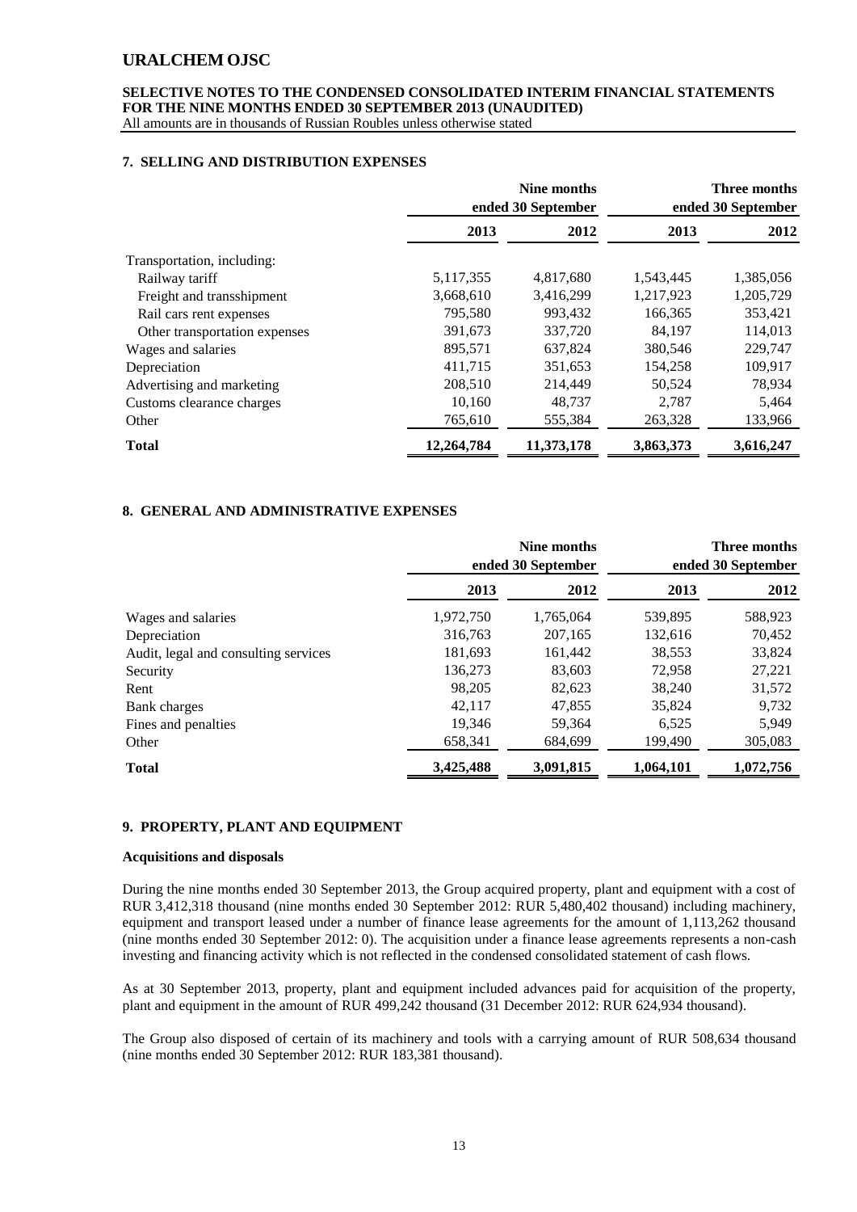## 7. SELLING AND DISTRIBUTION EXPENSES

| | Nine months ended 30 September | | Three months ended 30 September | |
|---|---|---|---|---|
| | **2013** | **2012** | **2013** | **2012** |
| Transportation, including: | | | | |
| Railway tariff | 5,117,355 | 4,817,680 | 1,543,445 | 1,385,056 |
| Freight and transshipment | 3,668,610 | 3,416,299 | 1,217,923 | 1,205,729 |
| Rail cars rent expenses | 795,580 | 993,432 | 166,365 | 353,421 |
| Other transportation expenses | 391,673 | 337,720 | 84,197 | 114,013 |
| Wages and salaries | 895,571 | 637,824 | 380,546 | 229,747 |
| Depreciation | 411,715 | 351,653 | 154,258 | 109,917 |
| Advertising and marketing | 208,510 | 214,449 | 50,524 | 78,934 |
| Customs clearance charges | 10,160 | 48,737 | 2,787 | 5,464 |
| Other | 765,610 | 555,384 | 263,328 | 133,966 |
| **Total** | **12,264,784** | **11,373,178** | **3,863,373** | **3,616,247** |

## 8. GENERAL AND ADMINISTRATIVE EXPENSES

| | Nine months ended 30 September | | Three months ended 30 September | |
|---|---|---|---|---|
| | **2013** | **2012** | **2013** | **2012** |
| Wages and salaries | 1,972,750 | 1,765,064 | 539,895 | 588,923 |
| Depreciation | 316,763 | 207,165 | 132,616 | 70,452 |
| Audit, legal and consulting services | 181,693 | 161,442 | 38,553 | 33,824 |
| Security | 136,273 | 83,603 | 72,958 | 27,221 |
| Rent | 98,205 | 82,623 | 38,240 | 31,572 |
| Bank charges | 42,117 | 47,855 | 35,824 | 9,732 |
| Fines and penalties | 19,346 | 59,364 | 6,525 | 5,949 |
| Other | 658,341 | 684,699 | 199,490 | 305,083 |
| **Total** | **3,425,488** | **3,091,815** | **1,064,101** | **1,072,756** |

## 9. PROPERTY, PLANT AND EQUIPMENT

### Acquisitions and disposals

During the nine months ended 30 September 2013, the Group acquired property, plant and equipment with a cost of RUR 3,412,318 thousand (nine months ended 30 September 2012: RUR 5,480,402 thousand) including machinery, equipment and transport leased under a number of finance lease agreements for the amount of 1,113,262 thousand (nine months ended 30 September 2012: 0). The acquisition under a finance lease agreements represents a non-cash investing and financing activity which is not reflected in the condensed consolidated statement of cash flows.

As at 30 September 2013, property, plant and equipment included advances paid for acquisition of the property, plant and equipment in the amount of RUR 499,242 thousand (31 December 2012: RUR 624,934 thousand).

The Group also disposed of certain of its machinery and tools with a carrying amount of RUR 508,634 thousand (nine months ended 30 September 2012: RUR 183,381 thousand).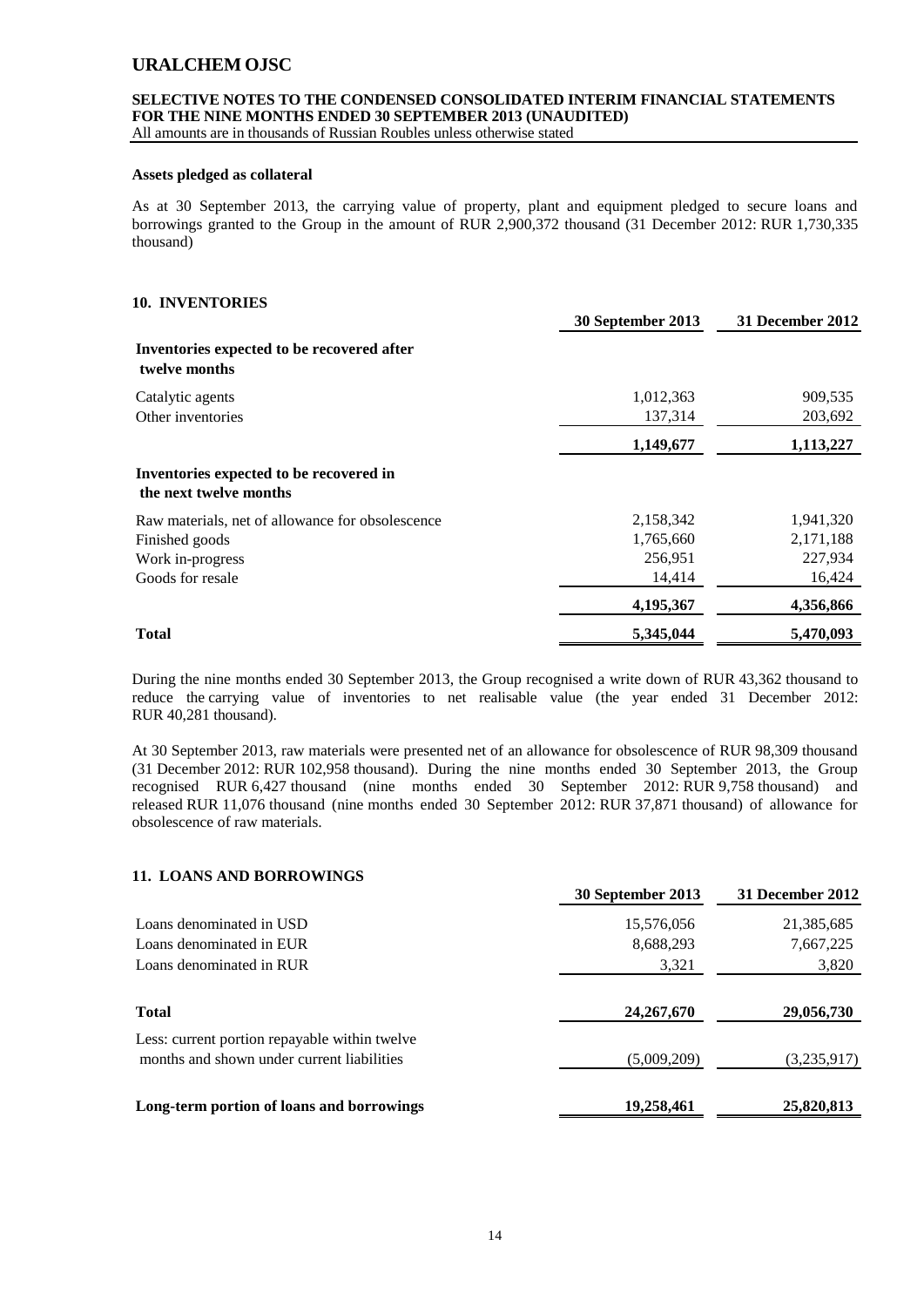**Assets pledged as collateral**

As at 30 September 2013, the carrying value of property, plant and equipment pledged to secure loans and borrowings granted to the Group in the amount of RUR 2,900,372 thousand (31 December 2012: RUR 1,730,335 thousand)

## 10. INVENTORIES

| | 30 September 2013 | 31 December 2012 |
|---|---|---|
| **Inventories expected to be recovered after twelve months** | | |
| Catalytic agents | 1,012,363 | 909,535 |
| Other inventories | 137,314 | 203,692 |
| | **1,149,677** | **1,113,227** |
| **Inventories expected to be recovered in the next twelve months** | | |
| Raw materials, net of allowance for obsolescence | 2,158,342 | 1,941,320 |
| Finished goods | 1,765,660 | 2,171,188 |
| Work in-progress | 256,951 | 227,934 |
| Goods for resale | 14,414 | 16,424 |
| | **4,195,367** | **4,356,866** |
| **Total** | **5,345,044** | **5,470,093** |

During the nine months ended 30 September 2013, the Group recognised a write down of RUR 43,362 thousand to reduce the carrying value of inventories to net realisable value (the year ended 31 December 2012: RUR 40,281 thousand).

At 30 September 2013, raw materials were presented net of an allowance for obsolescence of RUR 98,309 thousand (31 December 2012: RUR 102,958 thousand). During the nine months ended 30 September 2013, the Group recognised RUR 6,427 thousand (nine months ended 30 September 2012: RUR 9,758 thousand) and released RUR 11,076 thousand (nine months ended 30 September 2012: RUR 37,871 thousand) of allowance for obsolescence of raw materials.

## 11. LOANS AND BORROWINGS

| | 30 September 2013 | 31 December 2012 |
|---|---|---|
| Loans denominated in USD | 15,576,056 | 21,385,685 |
| Loans denominated in EUR | 8,688,293 | 7,667,225 |
| Loans denominated in RUR | 3,321 | 3,820 |
| **Total** | **24,267,670** | **29,056,730** |
| Less: current portion repayable within twelve months and shown under current liabilities | (5,009,209) | (3,235,917) |
| **Long-term portion of loans and borrowings** | **19,258,461** | **25,820,813** |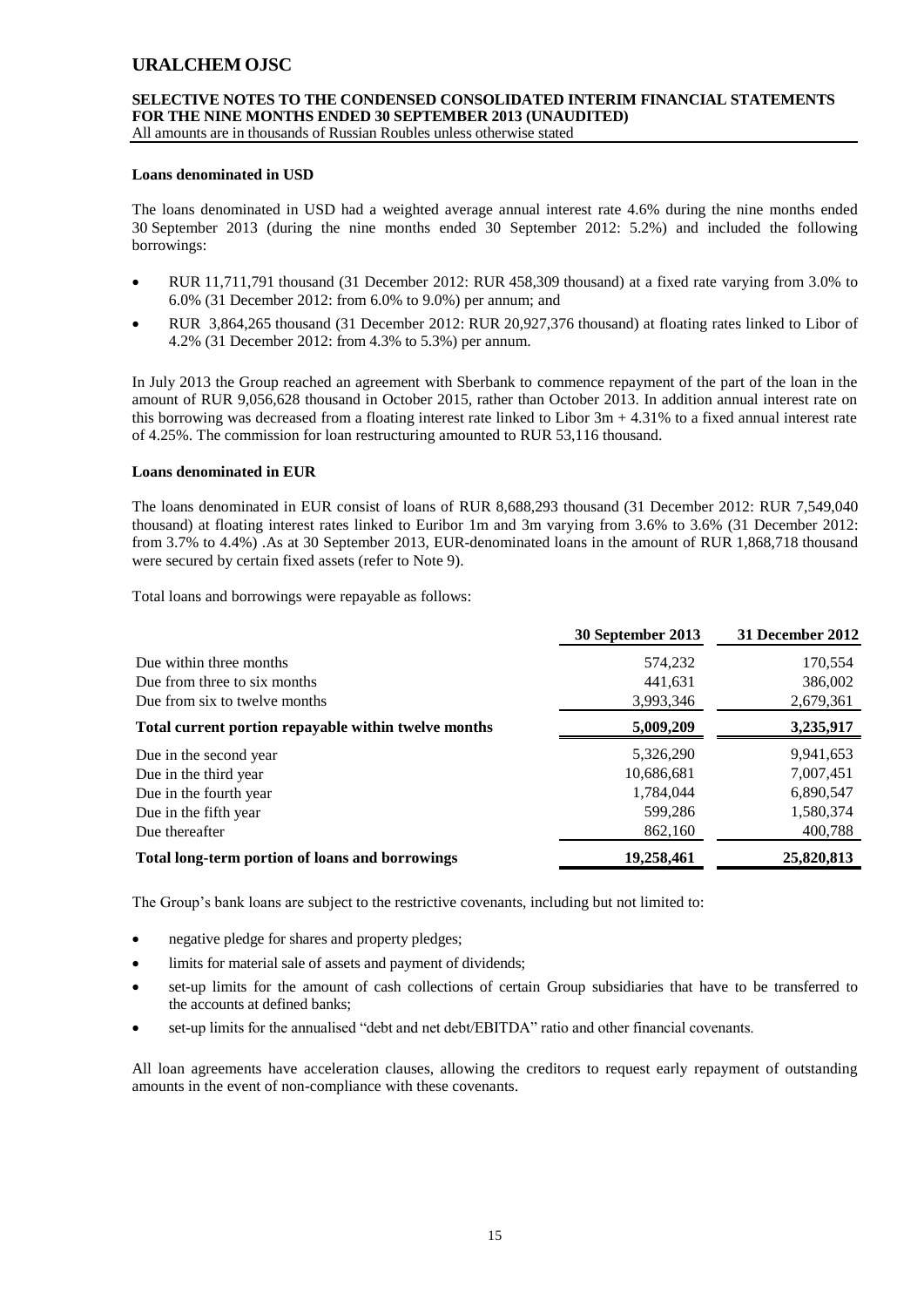**Loans denominated in USD**

The loans denominated in USD had a weighted average annual interest rate 4.6% during the nine months ended 30 September 2013 (during the nine months ended 30 September 2012: 5.2%) and included the following borrowings:

- RUR 11,711,791 thousand (31 December 2012: RUR 458,309 thousand) at a fixed rate varying from 3.0% to 6.0% (31 December 2012: from 6.0% to 9.0%) per annum; and
- RUR 3,864,265 thousand (31 December 2012: RUR 20,927,376 thousand) at floating rates linked to Libor of 4.2% (31 December 2012: from 4.3% to 5.3%) per annum.

In July 2013 the Group reached an agreement with Sberbank to commence repayment of the part of the loan in the amount of RUR 9,056,628 thousand in October 2015, rather than October 2013. In addition annual interest rate on this borrowing was decreased from a floating interest rate linked to Libor 3m + 4.31% to a fixed annual interest rate of 4.25%. The commission for loan restructuring amounted to RUR 53,116 thousand.

**Loans denominated in EUR**

The loans denominated in EUR consist of loans of RUR 8,688,293 thousand (31 December 2012: RUR 7,549,040 thousand) at floating interest rates linked to Euribor 1m and 3m varying from 3.6% to 3.6% (31 December 2012: from 3.7% to 4.4%) .As at 30 September 2013, EUR-denominated loans in the amount of RUR 1,868,718 thousand were secured by certain fixed assets (refer to Note 9).

Total loans and borrowings were repayable as follows:

| | 30 September 2013 | 31 December 2012 |
|---|---|---|
| Due within three months | 574,232 | 170,554 |
| Due from three to six months | 441,631 | 386,002 |
| Due from six to twelve months | 3,993,346 | 2,679,361 |
| **Total current portion repayable within twelve months** | **5,009,209** | **3,235,917** |
| Due in the second year | 5,326,290 | 9,941,653 |
| Due in the third year | 10,686,681 | 7,007,451 |
| Due in the fourth year | 1,784,044 | 6,890,547 |
| Due in the fifth year | 599,286 | 1,580,374 |
| Due thereafter | 862,160 | 400,788 |
| **Total long-term portion of loans and borrowings** | **19,258,461** | **25,820,813** |

The Group's bank loans are subject to the restrictive covenants, including but not limited to:

- negative pledge for shares and property pledges;
- limits for material sale of assets and payment of dividends;
- set-up limits for the amount of cash collections of certain Group subsidiaries that have to be transferred to the accounts at defined banks;
- set-up limits for the annualised "debt and net debt/EBITDA" ratio and other financial covenants.

All loan agreements have acceleration clauses, allowing the creditors to request early repayment of outstanding amounts in the event of non-compliance with these covenants.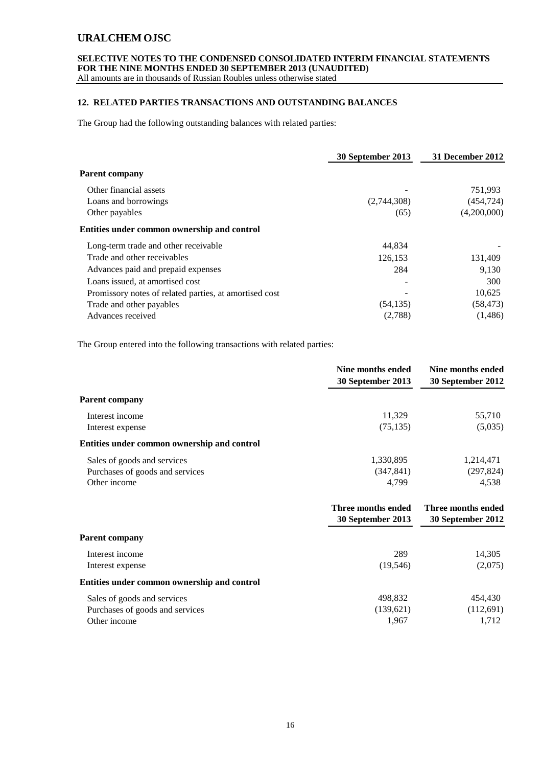## 12. RELATED PARTIES TRANSACTIONS AND OUTSTANDING BALANCES

The Group had the following outstanding balances with related parties:

| | 30 September 2013 | 31 December 2012 |
|---|---|---|
| **Parent company** | | |
| Other financial assets | - | 751,993 |
| Loans and borrowings | (2,744,308) | (454,724) |
| Other payables | (65) | (4,200,000) |
| **Entities under common ownership and control** | | |
| Long-term trade and other receivable | 44,834 | - |
| Trade and other receivables | 126,153 | 131,409 |
| Advances paid and prepaid expenses | 284 | 9,130 |
| Loans issued, at amortised cost | - | 300 |
| Promissory notes of related parties, at amortised cost | - | 10,625 |
| Trade and other payables | (54,135) | (58,473) |
| Advances received | (2,788) | (1,486) |

The Group entered into the following transactions with related parties:

| | Nine months ended 30 September 2013 | Nine months ended 30 September 2012 |
|---|---|---|
| **Parent company** | | |
| Interest income | 11,329 | 55,710 |
| Interest expense | (75,135) | (5,035) |
| **Entities under common ownership and control** | | |
| Sales of goods and services | 1,330,895 | 1,214,471 |
| Purchases of goods and services | (347,841) | (297,824) |
| Other income | 4,799 | 4,538 |

| | Three months ended 30 September 2013 | Three months ended 30 September 2012 |
|---|---|---|
| **Parent company** | | |
| Interest income | 289 | 14,305 |
| Interest expense | (19,546) | (2,075) |
| **Entities under common ownership and control** | | |
| Sales of goods and services | 498,832 | 454,430 |
| Purchases of goods and services | (139,621) | (112,691) |
| Other income | 1,967 | 1,712 |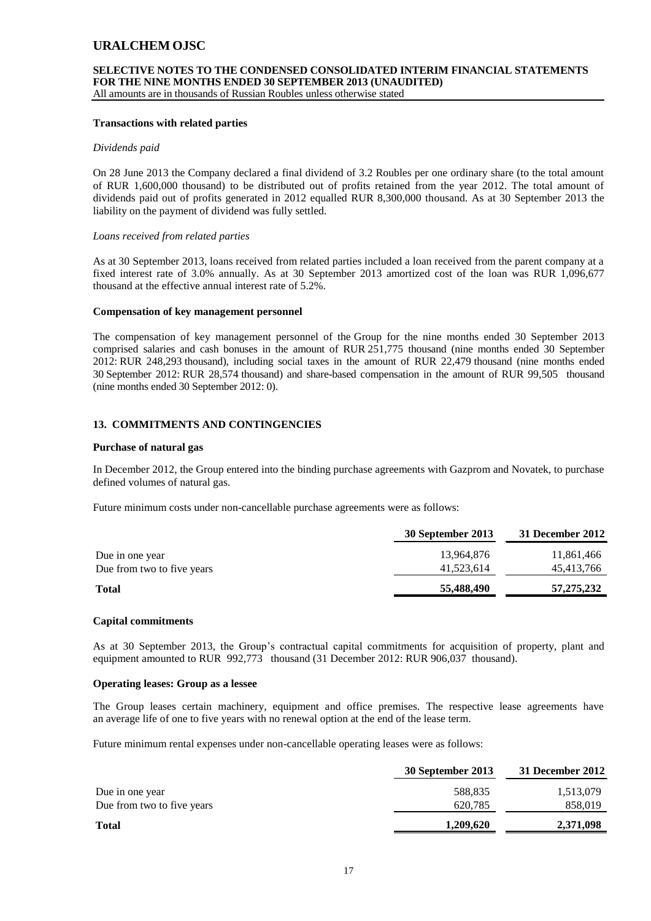### Transactions with related parties

*Dividends paid*

On 28 June 2013 the Company declared a final dividend of 3.2 Roubles per one ordinary share (to the total amount of RUR 1,600,000 thousand) to be distributed out of profits retained from the year 2012. The total amount of dividends paid out of profits generated in 2012 equalled RUR 8,300,000 thousand. As at 30 September 2013 the liability on the payment of dividend was fully settled.

*Loans received from related parties*

As at 30 September 2013, loans received from related parties included a loan received from the parent company at a fixed interest rate of 3.0% annually. As at 30 September 2013 amortized cost of the loan was RUR 1,096,677 thousand at the effective annual interest rate of 5.2%.

### Compensation of key management personnel

The compensation of key management personnel of the Group for the nine months ended 30 September 2013 comprised salaries and cash bonuses in the amount of RUR 251,775 thousand (nine months ended 30 September 2012: RUR 248,293 thousand), including social taxes in the amount of RUR 22,479 thousand (nine months ended 30 September 2012: RUR 28,574 thousand) and share-based compensation in the amount of RUR 99,505 thousand (nine months ended 30 September 2012: 0).

## 13. COMMITMENTS AND CONTINGENCIES

### Purchase of natural gas

In December 2012, the Group entered into the binding purchase agreements with Gazprom and Novatek, to purchase defined volumes of natural gas.

Future minimum costs under non-cancellable purchase agreements were as follows:

| | 30 September 2013 | 31 December 2012 |
|---|---|---|
| Due in one year | 13,964,876 | 11,861,466 |
| Due from two to five years | 41,523,614 | 45,413,766 |
| **Total** | **55,488,490** | **57,275,232** |

### Capital commitments

As at 30 September 2013, the Group's contractual capital commitments for acquisition of property, plant and equipment amounted to RUR 992,773 thousand (31 December 2012: RUR 906,037 thousand).

### Operating leases: Group as a lessee

The Group leases certain machinery, equipment and office premises. The respective lease agreements have an average life of one to five years with no renewal option at the end of the lease term.

Future minimum rental expenses under non-cancellable operating leases were as follows:

| | 30 September 2013 | 31 December 2012 |
|---|---|---|
| Due in one year | 588,835 | 1,513,079 |
| Due from two to five years | 620,785 | 858,019 |
| **Total** | **1,209,620** | **2,371,098** |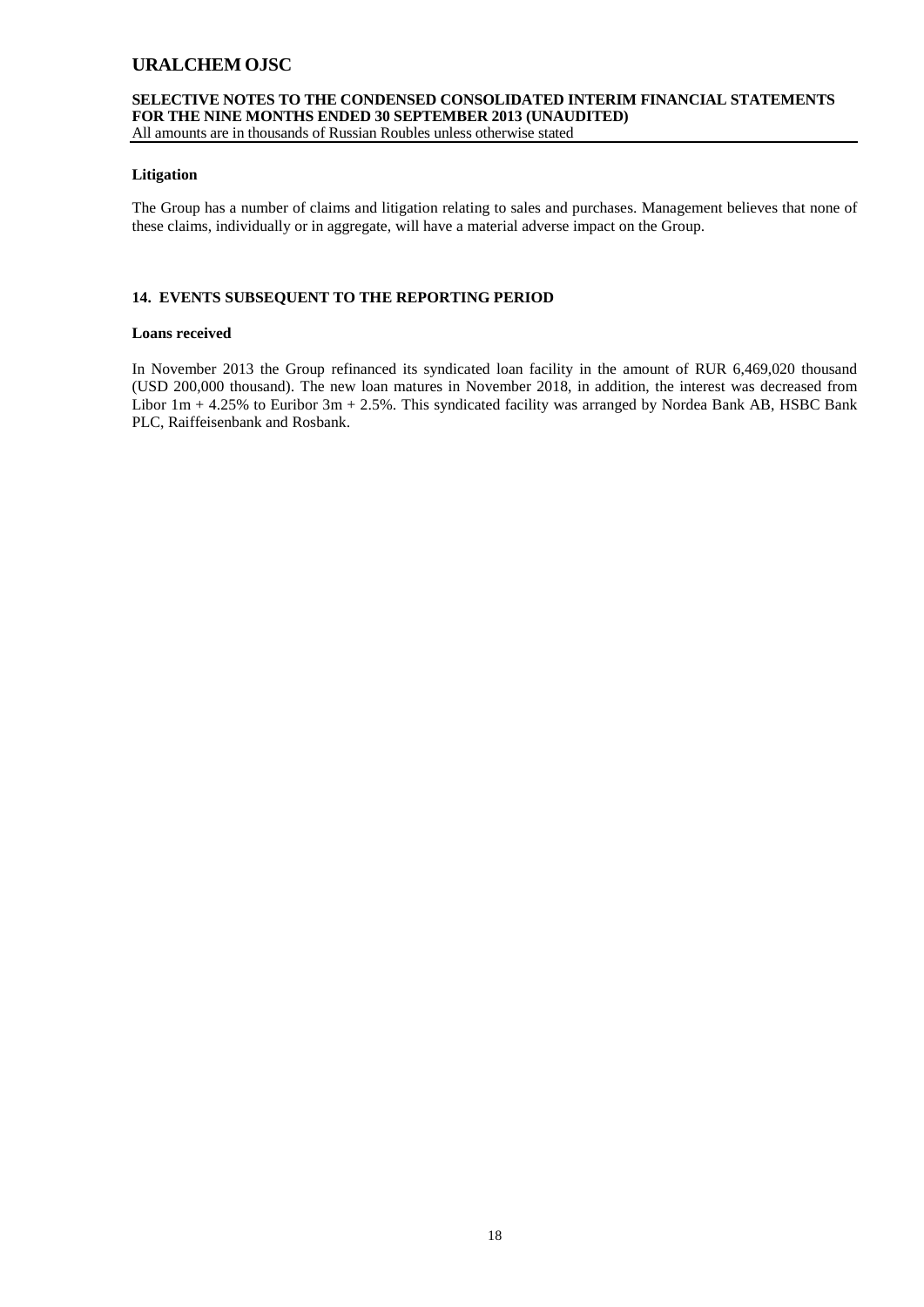### Litigation

The Group has a number of claims and litigation relating to sales and purchases. Management believes that none of these claims, individually or in aggregate, will have a material adverse impact on the Group.

## 14. EVENTS SUBSEQUENT TO THE REPORTING PERIOD

### Loans received

In November 2013 the Group refinanced its syndicated loan facility in the amount of RUR 6,469,020 thousand (USD 200,000 thousand). The new loan matures in November 2018, in addition, the interest was decreased from Libor 1m + 4.25% to Euribor 3m + 2.5%. This syndicated facility was arranged by Nordea Bank AB, HSBC Bank PLC, Raiffeisenbank and Rosbank.